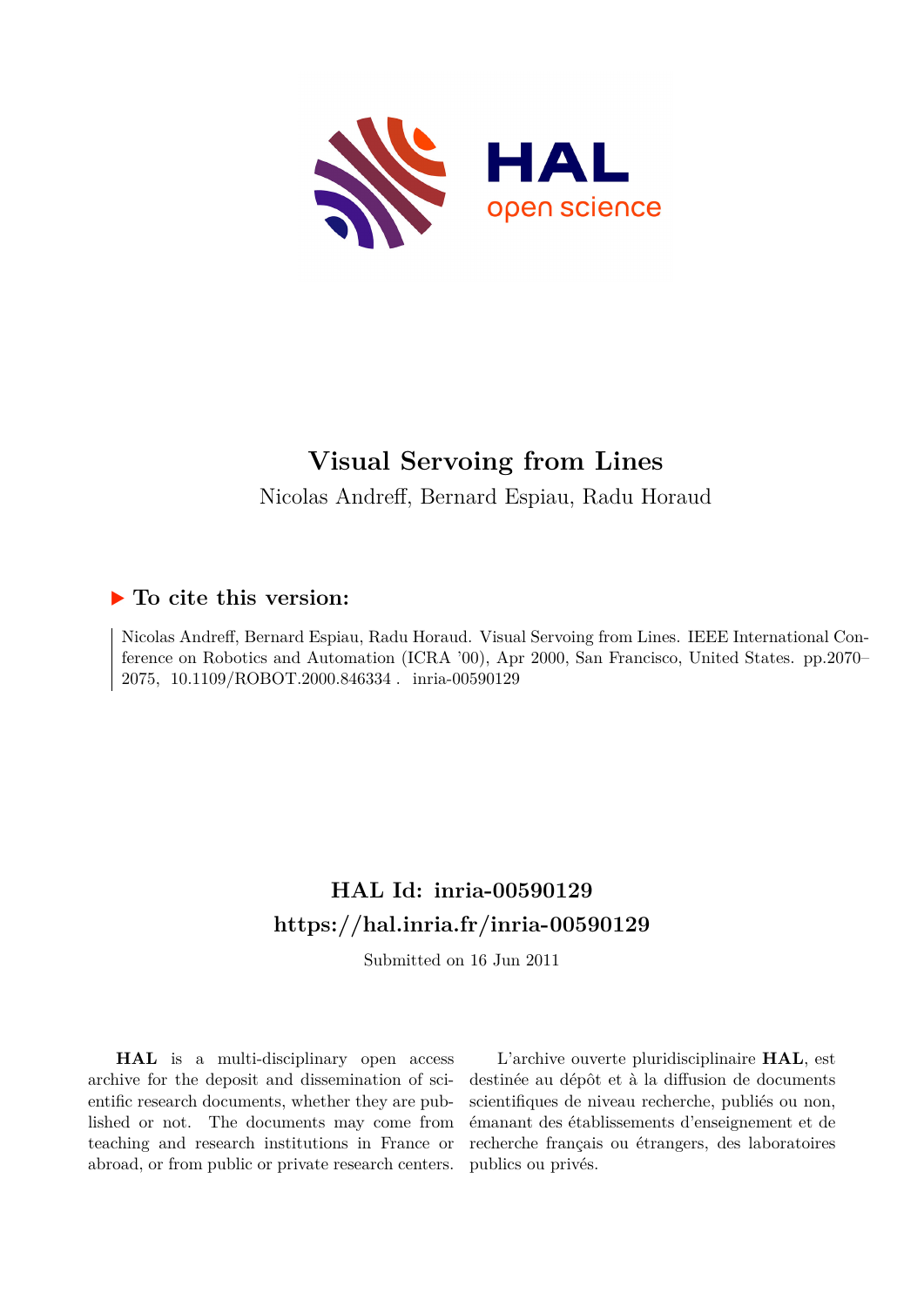# Visual Servoing from Lines

Nicolas Andreff, Bernard Espiau, Radu Horaud

## ▶ To cite this version:

Nicolas Andreff, Bernard Espiau, Radu Horaud. Visual Servoing from Lines. IEEE International Conference on Robotics and Automation (ICRA '00), Apr 2000, San Francisco, United States. pp.2070–2075, 10.1109/ROBOT.2000.846334. inria-00590129

## HAL Id: inria-00590129

## https://hal.inria.fr/inria-00590129

Submitted on 16 Jun 2011

**HAL** is a multi-disciplinary open access archive for the deposit and dissemination of scientific research documents, whether they are published or not. The documents may come from teaching and research institutions in France or abroad, or from public or private research centers.

L'archive ouverte pluridisciplinaire **HAL**, est destinée au dépôt et à la diffusion de documents scientifiques de niveau recherche, publiés ou non, émanant des établissements d'enseignement et de recherche français ou étrangers, des laboratoires publics ou privés.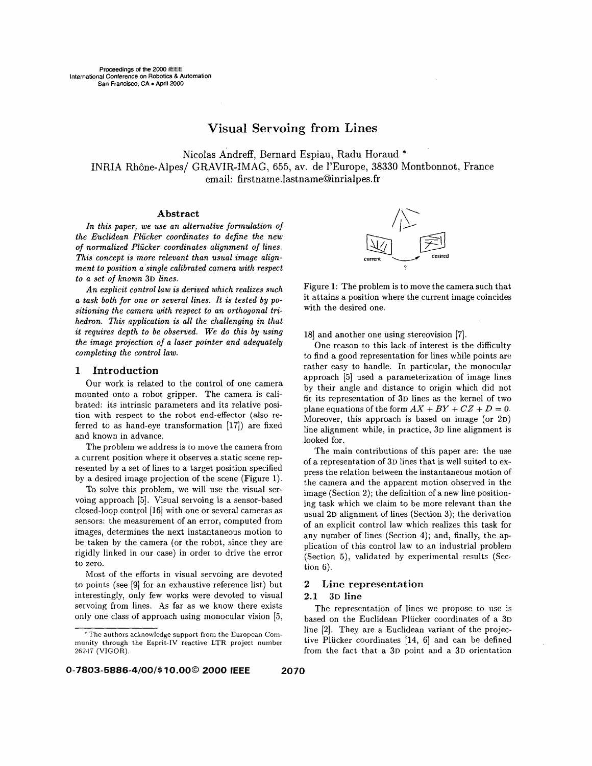Proceedings of the 2000 IEEE
International Conference on Robotics & Automation
San Francisco, CA • April 2000

# Visual Servoing from Lines

Nicolas Andreff, Bernard Espiau, Radu Horaud *

INRIA Rhône-Alpes/ GRAVIR-IMAG, 655, av. de l'Europe, 38330 Montbonnot, France

email: firstname.lastname@inrialpes.fr

## Abstract

*In this paper, we use an alternative formulation of the Euclidean Plücker coordinates to define the new of normalized Plücker coordinates alignment of lines. This concept is more relevant than usual image alignment to position a single calibrated camera with respect to a set of known 3D lines.*

*An explicit control law is derived which realizes such a task both for one or several lines. It is tested by positioning the camera with respect to an orthogonal trihedron. This application is all the challenging in that it requires depth to be observed. We do this by using the image projection of a laser pointer and adequately completing the control law.*

## 1 Introduction

Our work is related to the control of one camera mounted onto a robot gripper. The camera is calibrated: its intrinsic parameters and its relative position with respect to the robot end-effector (also referred to as hand-eye transformation [17]) are fixed and known in advance.

The problem we address is to move the camera from a current position where it observes a static scene represented by a set of lines to a target position specified by a desired image projection of the scene (Figure 1).

To solve this problem, we will use the visual servoing approach [5]. Visual servoing is a sensor-based closed-loop control [16] with one or several cameras as sensors: the measurement of an error, computed from images, determines the next instantaneous motion to be taken by the camera (or the robot, since they are rigidly linked in our case) in order to drive the error to zero.

Most of the efforts in visual servoing are devoted to points (see [9] for an exhaustive reference list) but interestingly, only few works were devoted to visual servoing from lines. As far as we know there exists only one class of approach using monocular vision [5, 18] and another one using stereovision [7].

Figure 1: The problem is to move the camera such that it attains a position where the current image coincides with the desired one.

One reason to this lack of interest is the difficulty to find a good representation for lines while points are rather easy to handle. In particular, the monocular approach [5] used a parameterization of image lines by their angle and distance to origin which did not fit its representation of 3D lines as the kernel of two plane equations of the form $AX + BY + CZ + D = 0$. Moreover, this approach is based on image (or 2D) line alignment while, in practice, 3D line alignment is looked for.

The main contributions of this paper are: the use of a representation of 3D lines that is well suited to express the relation between the instantaneous motion of the camera and the apparent motion observed in the image (Section 2); the definition of a new line positioning task which we claim to be more relevant than the usual 2D alignment of lines (Section 3); the derivation of an explicit control law which realizes this task for any number of lines (Section 4); and, finally, the application of this control law to an industrial problem (Section 5), validated by experimental results (Section 6).

## 2 Line representation

### 2.1 3D line

The representation of lines we propose to use is based on the Euclidean Plücker coordinates of a 3D line [2]. They are a Euclidean variant of the projective Plücker coordinates [14, 6] and can be defined from the fact that a 3D point and a 3D orientation

*The authors acknowledge support from the European Community through the Esprit-IV reactive LTR project number 26247 (VIGOR).

0-7803-5886-4/00/$10.00© 2000 IEEE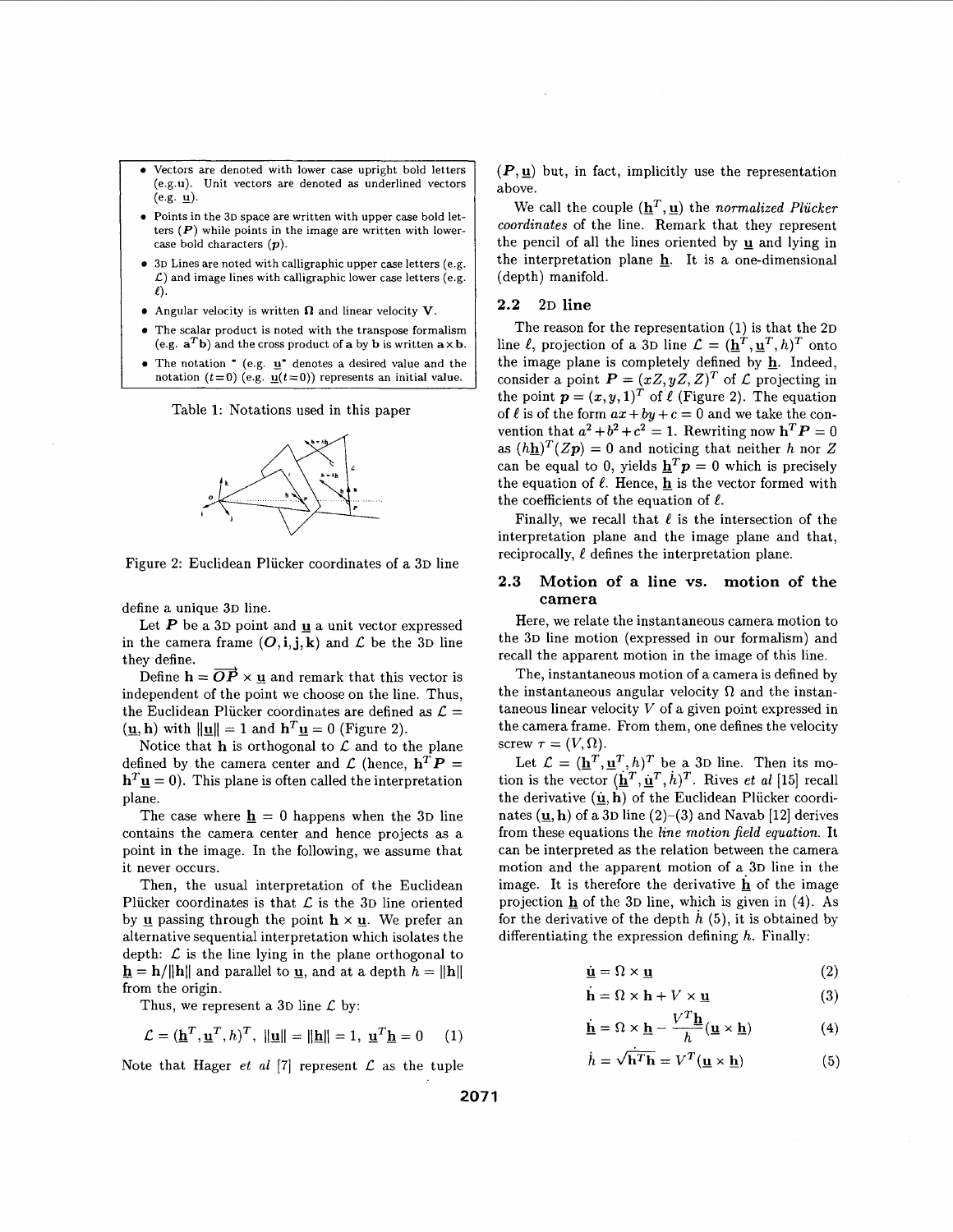- Vectors are denoted with lower case upright bold letters (e.g. $\mathbf{u}$). Unit vectors are denoted as underlined vectors (e.g. $\underline{\mathbf{u}}$).
- Points in the 3D space are written with upper case bold letters ($\boldsymbol{P}$) while points in the image are written with lower-case bold characters ($\boldsymbol{p}$).
- 3D Lines are noted with calligraphic upper case letters (e.g. $\mathcal{L}$) and image lines with calligraphic lower case letters (e.g. $\ell$).
- Angular velocity is written $\boldsymbol{\Omega}$ and linear velocity $\mathbf{V}$.
- The scalar product is noted with the transpose formalism (e.g. $\mathbf{a}^T\mathbf{b}$) and the cross product of $\mathbf{a}$ by $\mathbf{b}$ is written $\mathbf{a}\times\mathbf{b}$.
- The notation $^*$ (e.g. $\underline{\mathbf{u}}^*$ denotes a desired value and the notation $(t{=}0)$ (e.g. $\underline{\mathbf{u}}(t{=}0)$) represents an initial value.

Table 1: Notations used in this paper

Figure 2: Euclidean Plücker coordinates of a 3D line

define a unique 3D line.

Let $\boldsymbol{P}$ be a 3D point and $\underline{\mathbf{u}}$ a unit vector expressed in the camera frame $(\boldsymbol{O}, \mathbf{i}, \mathbf{j}, \mathbf{k})$ and $\mathcal{L}$ be the 3D line they define.

Define $\mathbf{h} = \overrightarrow{OP} \times \underline{\mathbf{u}}$ and remark that this vector is independent of the point we choose on the line. Thus, the Euclidean Plücker coordinates are defined as $\mathcal{L} = (\underline{\mathbf{u}}, \mathbf{h})$ with $\|\underline{\mathbf{u}}\| = 1$ and $\mathbf{h}^T\underline{\mathbf{u}} = 0$ (Figure 2).

Notice that $\mathbf{h}$ is orthogonal to $\mathcal{L}$ and to the plane defined by the camera center and $\mathcal{L}$ (hence, $\mathbf{h}^T\boldsymbol{P} = \mathbf{h}^T\underline{\mathbf{u}} = 0$). This plane is often called the interpretation plane.

The case where $\underline{\mathbf{h}} = 0$ happens when the 3D line contains the camera center and hence projects as a point in the image. In the following, we assume that it never occurs.

Then, the usual interpretation of the Euclidean Plücker coordinates is that $\mathcal{L}$ is the 3D line oriented by $\underline{\mathbf{u}}$ passing through the point $\mathbf{h} \times \underline{\mathbf{u}}$. We prefer an alternative sequential interpretation which isolates the depth: $\mathcal{L}$ is the line lying in the plane orthogonal to $\underline{\mathbf{h}} = \mathbf{h}/\|\mathbf{h}\|$ and parallel to $\underline{\mathbf{u}}$, and at a depth $h = \|\mathbf{h}\|$ from the origin.

Thus, we represent a 3D line $\mathcal{L}$ by:

$$\mathcal{L} = (\underline{\mathbf{h}}^T, \underline{\mathbf{u}}^T, h)^T, \ \|\underline{\mathbf{u}}\| = \|\underline{\mathbf{h}}\| = 1, \ \underline{\mathbf{u}}^T\underline{\mathbf{h}} = 0 \quad (1)$$

Note that Hager *et al* [7] represent $\mathcal{L}$ as the tuple $(\boldsymbol{P}, \underline{\mathbf{u}})$ but, in fact, implicitly use the representation above.

We call the couple $(\underline{\mathbf{h}}^T, \underline{\mathbf{u}})$ the *normalized Plücker coordinates* of the line. Remark that they represent the pencil of all the lines oriented by $\underline{\mathbf{u}}$ and lying in the interpretation plane $\underline{\mathbf{h}}$. It is a one-dimensional (depth) manifold.

## 2.2 2D line

The reason for the representation (1) is that the 2D line $\ell$, projection of a 3D line $\mathcal{L} = (\underline{\mathbf{h}}^T, \underline{\mathbf{u}}^T, h)^T$ onto the image plane is completely defined by $\underline{\mathbf{h}}$. Indeed, consider a point $\boldsymbol{P} = (xZ, yZ, Z)^T$ of $\mathcal{L}$ projecting in the point $\boldsymbol{p} = (x, y, 1)^T$ of $\ell$ (Figure 2). The equation of $\ell$ is of the form $ax + by + c = 0$ and we take the convention that $a^2 + b^2 + c^2 = 1$. Rewriting now $\mathbf{h}^T\boldsymbol{P} = 0$ as $(h\underline{\mathbf{h}})^T(Z\boldsymbol{p}) = 0$ and noticing that neither $h$ nor $Z$ can be equal to 0, yields $\underline{\mathbf{h}}^T\boldsymbol{p} = 0$ which is precisely the equation of $\ell$. Hence, $\underline{\mathbf{h}}$ is the vector formed with the coefficients of the equation of $\ell$.

Finally, we recall that $\ell$ is the intersection of the interpretation plane and the image plane and that, reciprocally, $\ell$ defines the interpretation plane.

## 2.3 Motion of a line vs. motion of the camera

Here, we relate the instantaneous camera motion to the 3D line motion (expressed in our formalism) and recall the apparent motion in the image of this line.

The instantaneous motion of a camera is defined by the instantaneous angular velocity $\Omega$ and the instantaneous linear velocity $V$ of a given point expressed in the camera frame. From them, one defines the velocity screw $\tau = (V, \Omega)$.

Let $\mathcal{L} = (\underline{\mathbf{h}}^T, \underline{\mathbf{u}}^T, h)^T$ be a 3D line. Then its motion is the vector $(\dot{\underline{\mathbf{h}}}^T, \dot{\underline{\mathbf{u}}}^T, \dot{h})^T$. Rives *et al* [15] recall the derivative $(\dot{\underline{\mathbf{u}}}, \dot{\mathbf{h}})$ of the Euclidean Plücker coordinates $(\underline{\mathbf{u}}, \mathbf{h})$ of a 3D line (2)–(3) and Navab [12] derives from these equations the *line motion field equation*. It can be interpreted as the relation between the camera motion and the apparent motion of a 3D line in the image. It is therefore the derivative $\dot{\underline{\mathbf{h}}}$ of the image projection $\underline{\mathbf{h}}$ of the 3D line, which is given in (4). As for the derivative of the depth $\dot{h}$ (5), it is obtained by differentiating the expression defining $h$. Finally:

$$\dot{\underline{\mathbf{u}}} = \Omega \times \underline{\mathbf{u}} \quad (2)$$

$$\dot{\mathbf{h}} = \Omega \times \mathbf{h} + V \times \underline{\mathbf{u}} \quad (3)$$

$$\dot{\underline{\mathbf{h}}} = \Omega \times \underline{\mathbf{h}} - \frac{V^T\underline{\mathbf{h}}}{h}(\underline{\mathbf{u}} \times \underline{\mathbf{h}}) \quad (4)$$

$$\dot{h} = \dot{\sqrt{\mathbf{h}^T\mathbf{h}}} = V^T(\underline{\mathbf{u}} \times \underline{\mathbf{h}}) \quad (5)$$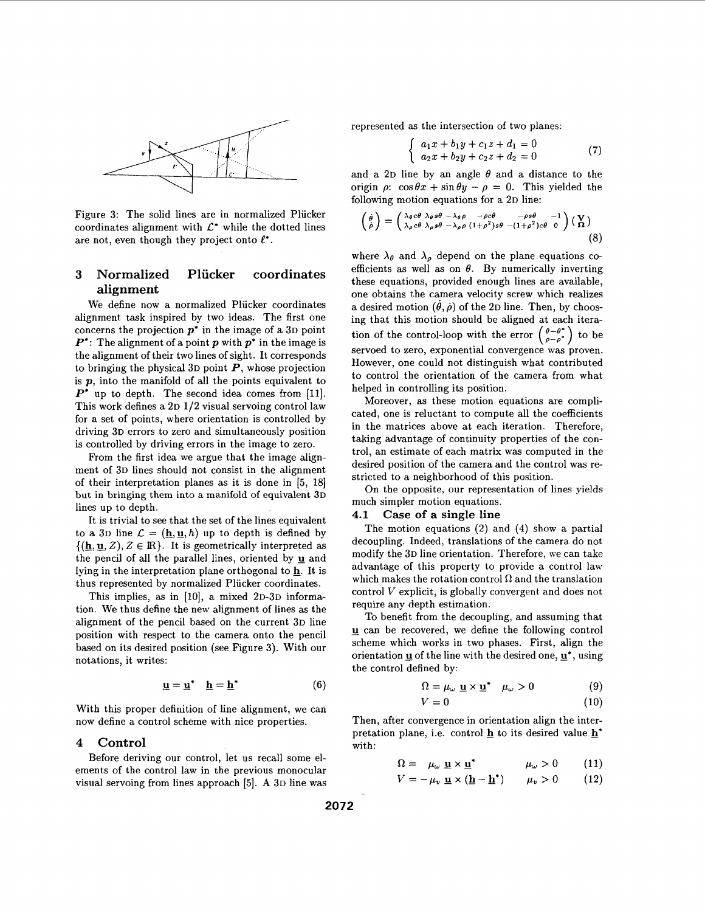Figure 3: The solid lines are in normalized Plücker coordinates alignment with $\mathcal{L}^*$ while the dotted lines are not, even though they project onto $\ell^*$.

## 3 Normalized Plücker coordinates alignment

We define now a normalized Plücker coordinates alignment task inspired by two ideas. The first one concerns the projection $\boldsymbol{p}^*$ in the image of a 3D point $\boldsymbol{P}^*$: The alignment of a point $\boldsymbol{p}$ with $\boldsymbol{p}^*$ in the image is the alignment of their two lines of sight. It corresponds to bringing the physical 3D point $\boldsymbol{P}$, whose projection is $\boldsymbol{p}$, into the manifold of all the points equivalent to $\boldsymbol{P}^*$ up to depth. The second idea comes from [11]. This work defines a 2D 1/2 visual servoing control law for a set of points, where orientation is controlled by driving 3D errors to zero and simultaneously position is controlled by driving errors in the image to zero.

From the first idea we argue that the image alignment of 3D lines should not consist in the alignment of their interpretation planes as it is done in [5, 18] but in bringing them into a manifold of equivalent 3D lines up to depth.

It is trivial to see that the set of the lines equivalent to a 3D line $\mathcal{L} = (\underline{\mathbf{h}}, \underline{\mathbf{u}}, h)$ up to depth is defined by $\{(\underline{\mathbf{h}}, \underline{\mathbf{u}}, Z), Z \in \mathbb{R}\}$. It is geometrically interpreted as the pencil of all the parallel lines, oriented by $\underline{\mathbf{u}}$ and lying in the interpretation plane orthogonal to $\underline{\mathbf{h}}$. It is thus represented by normalized Plücker coordinates.

This implies, as in [10], a mixed 2D-3D information. We thus define the new alignment of lines as the alignment of the pencil based on the current 3D line position with respect to the camera onto the pencil based on its desired position (see Figure 3). With our notations, it writes:

$$\underline{\mathbf{u}} = \underline{\mathbf{u}}^* \quad \underline{\mathbf{h}} = \underline{\mathbf{h}}^* \tag{6}$$

With this proper definition of line alignment, we can now define a control scheme with nice properties.

## 4 Control

Before deriving our control, let us recall some elements of the control law in the previous monocular visual servoing from lines approach [5]. A 3D line was represented as the intersection of two planes:

$$\begin{cases} a_1 x + b_1 y + c_1 z + d_1 = 0 \\ a_2 x + b_2 y + c_2 z + d_2 = 0 \end{cases} \tag{7}$$

and a 2D line by an angle $\theta$ and a distance to the origin $\rho$: $\cos\theta x + \sin\theta y - \rho = 0$. This yielded the following motion equations for a 2D line:

$$\begin{pmatrix} \dot{\theta} \\ \dot{\rho} \end{pmatrix} = \begin{pmatrix} \lambda_\theta c\theta & \lambda_\theta s\theta & -\lambda_\theta \rho & -\rho c\theta & -\rho s\theta & -1 \\ \lambda_\rho c\theta & \lambda_\rho s\theta & -\lambda_\rho \rho & (1+\rho^2) s\theta & -(1+\rho^2) c\theta & 0 \end{pmatrix} \begin{pmatrix} \mathbf{V} \\ \mathbf{\Omega} \end{pmatrix} \tag{8}$$

where $\lambda_\theta$ and $\lambda_\rho$ depend on the plane equations coefficients as well as on $\theta$. By numerically inverting these equations, provided enough lines are available, one obtains the camera velocity screw which realizes a desired motion $(\dot{\theta}, \dot{\rho})$ of the 2D line. Then, by choosing that this motion should be aligned at each iteration of the control-loop with the error $\begin{pmatrix} \theta - \theta^* \\ \rho - \rho^* \end{pmatrix}$ to be servoed to zero, exponential convergence was proven. However, one could not distinguish what contributed to control the orientation of the camera from what helped in controlling its position.

Moreover, as these motion equations are complicated, one is reluctant to compute all the coefficients in the matrices above at each iteration. Therefore, taking advantage of continuity properties of the control, an estimate of each matrix was computed in the desired position of the camera and the control was restricted to a neighborhood of this position.

On the opposite, our representation of lines yields much simpler motion equations.

### 4.1 Case of a single line

The motion equations (2) and (4) show a partial decoupling. Indeed, translations of the camera do not modify the 3D line orientation. Therefore, we can take advantage of this property to provide a control law which makes the rotation control $\Omega$ and the translation control $V$ explicit, is globally convergent and does not require any depth estimation.

To benefit from the decoupling, and assuming that $\underline{\mathbf{u}}$ can be recovered, we define the following control scheme which works in two phases. First, align the orientation $\underline{\mathbf{u}}$ of the line with the desired one, $\underline{\mathbf{u}}^*$, using the control defined by:

$$\Omega = \mu_\omega \, \underline{\mathbf{u}} \times \underline{\mathbf{u}}^* \quad \mu_\omega > 0 \tag{9}$$

$$V = 0 \tag{10}$$

Then, after convergence in orientation align the interpretation plane, i.e. control $\underline{\mathbf{h}}$ to its desired value $\underline{\mathbf{h}}^*$ with:

$$\Omega = \mu_\omega \, \underline{\mathbf{u}} \times \underline{\mathbf{u}}^* \qquad \mu_\omega > 0 \tag{11}$$

$$V = -\mu_v \, \underline{\mathbf{u}} \times (\underline{\mathbf{h}} - \underline{\mathbf{h}}^*) \qquad \mu_v > 0 \tag{12}$$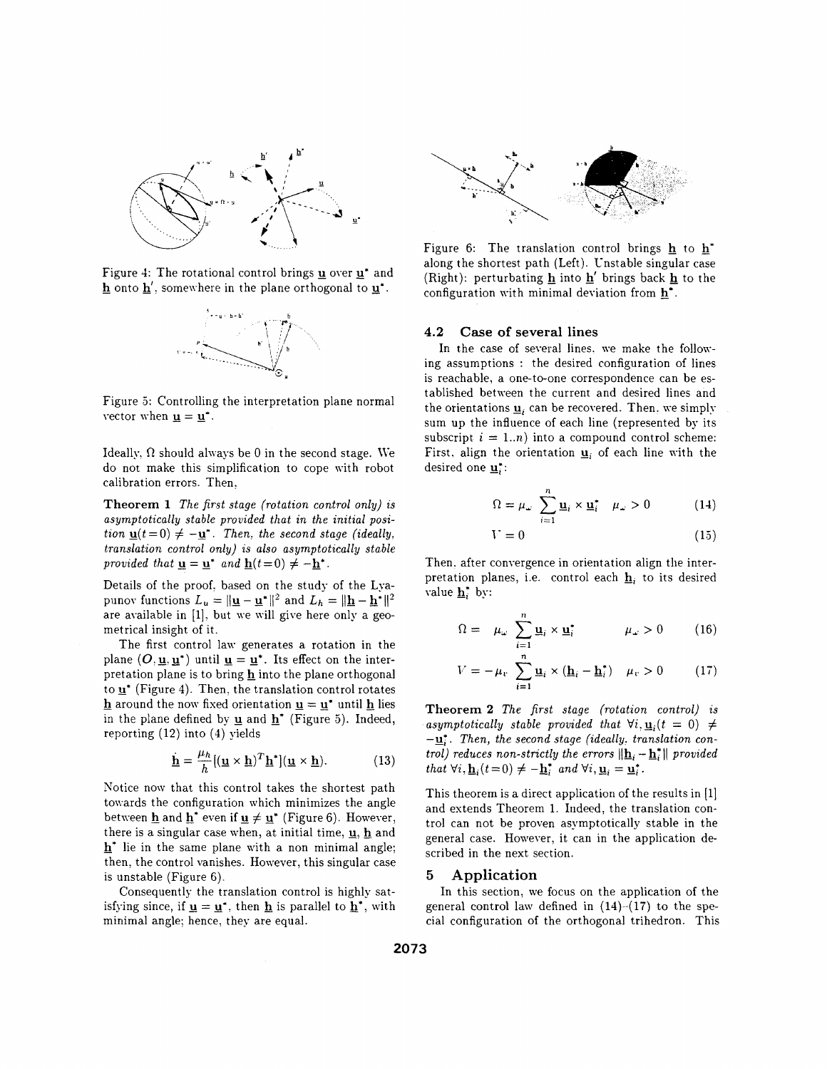Figure 4: The rotational control brings $\underline{\mathbf{u}}$ over $\underline{\mathbf{u}}^*$ and $\underline{\mathbf{h}}$ onto $\underline{\mathbf{h}}'$, somewhere in the plane orthogonal to $\underline{\mathbf{u}}^*$.

Figure 5: Controlling the interpretation plane normal vector when $\underline{\mathbf{u}} = \underline{\mathbf{u}}^*$.

Ideally, $\Omega$ should always be 0 in the second stage. We do not make this simplification to cope with robot calibration errors. Then,

**Theorem 1** *The first stage (rotation control only) is asymptotically stable provided that in the initial position $\underline{\mathbf{u}}(t=0) \neq -\underline{\mathbf{u}}^*$. Then, the second stage (ideally, translation control only) is also asymptotically stable provided that $\underline{\mathbf{u}} = \underline{\mathbf{u}}^*$ and $\underline{\mathbf{h}}(t=0) \neq -\underline{\mathbf{h}}^*$.*

Details of the proof, based on the study of the Lyapunov functions $L_u = \|\underline{\mathbf{u}} - \underline{\mathbf{u}}^*\|^2$ and $L_h = \|\underline{\mathbf{h}} - \underline{\mathbf{h}}^*\|^2$ are available in [1], but we will give here only a geometrical insight of it.

The first control law generates a rotation in the plane $(O, \underline{\mathbf{u}}, \underline{\mathbf{u}}^*)$ until $\underline{\mathbf{u}} = \underline{\mathbf{u}}^*$. Its effect on the interpretation plane is to bring $\underline{\mathbf{h}}$ into the plane orthogonal to $\underline{\mathbf{u}}^*$ (Figure 4). Then, the translation control rotates $\underline{\mathbf{h}}$ around the now fixed orientation $\underline{\mathbf{u}} = \underline{\mathbf{u}}^*$ until $\underline{\mathbf{h}}$ lies in the plane defined by $\underline{\mathbf{u}}$ and $\underline{\mathbf{h}}^*$ (Figure 5). Indeed, reporting (12) into (4) yields

$$\dot{\underline{\mathbf{h}}} = \frac{\mu_h}{h}[(\underline{\mathbf{u}} \times \underline{\mathbf{h}})^T \underline{\mathbf{h}}^*](\underline{\mathbf{u}} \times \underline{\mathbf{h}}). \tag{13}$$

Notice now that this control takes the shortest path towards the configuration which minimizes the angle between $\underline{\mathbf{h}}$ and $\underline{\mathbf{h}}^*$ even if $\underline{\mathbf{u}} \neq \underline{\mathbf{u}}^*$ (Figure 6). However, there is a singular case when, at initial time, $\underline{\mathbf{u}}$, $\underline{\mathbf{h}}$ and $\underline{\mathbf{h}}^*$ lie in the same plane with a non minimal angle; then, the control vanishes. However, this singular case is unstable (Figure 6).

Consequently the translation control is highly satisfying since, if $\underline{\mathbf{u}} = \underline{\mathbf{u}}^*$, then $\underline{\mathbf{h}}$ is parallel to $\underline{\mathbf{h}}^*$, with minimal angle; hence, they are equal.

Figure 6: The translation control brings $\underline{\mathbf{h}}$ to $\underline{\mathbf{h}}^*$ along the shortest path (Left). Unstable singular case (Right): perturbating $\underline{\mathbf{h}}$ into $\underline{\mathbf{h}}'$ brings back $\underline{\mathbf{h}}$ to the configuration with minimal deviation from $\underline{\mathbf{h}}^*$.

### 4.2 Case of several lines

In the case of several lines, we make the following assumptions : the desired configuration of lines is reachable, a one-to-one correspondence can be established between the current and desired lines and the orientations $\underline{\mathbf{u}}_i$ can be recovered. Then, we simply sum up the influence of each line (represented by its subscript $i = 1..n$) into a compound control scheme: First, align the orientation $\underline{\mathbf{u}}_i$ of each line with the desired one $\underline{\mathbf{u}}_i^*$:

$$\Omega = \mu_\omega \sum_{i=1}^{n} \underline{\mathbf{u}}_i \times \underline{\mathbf{u}}_i^* \quad \mu_\omega > 0 \tag{14}$$

$$V = 0 \tag{15}$$

Then, after convergence in orientation align the interpretation planes, i.e. control each $\underline{\mathbf{h}}_i$ to its desired value $\underline{\mathbf{h}}_i^*$ by:

$$\Omega = \mu_\omega \sum_{i=1}^{n} \underline{\mathbf{u}}_i \times \underline{\mathbf{u}}_i^* \qquad \mu_\omega > 0 \tag{16}$$

$$V = -\mu_v \sum_{i=1}^{n} \underline{\mathbf{u}}_i \times (\underline{\mathbf{h}}_i - \underline{\mathbf{h}}_i^*) \quad \mu_v > 0 \tag{17}$$

**Theorem 2** *The first stage (rotation control) is asymptotically stable provided that $\forall i, \underline{\mathbf{u}}_i(t=0) \neq -\underline{\mathbf{u}}_i^*$. Then, the second stage (ideally, translation control) reduces non-strictly the errors $\|\underline{\mathbf{h}}_i - \underline{\mathbf{h}}_i^*\|$ provided that $\forall i, \underline{\mathbf{h}}_i(t=0) \neq -\underline{\mathbf{h}}_i^*$ and $\forall i, \underline{\mathbf{u}}_i = \underline{\mathbf{u}}_i^*$.*

This theorem is a direct application of the results in [1] and extends Theorem 1. Indeed, the translation control can not be proven asymptotically stable in the general case. However, it can in the application described in the next section.

## 5 Application

In this section, we focus on the application of the general control law defined in (14)–(17) to the special configuration of the orthogonal trihedron. This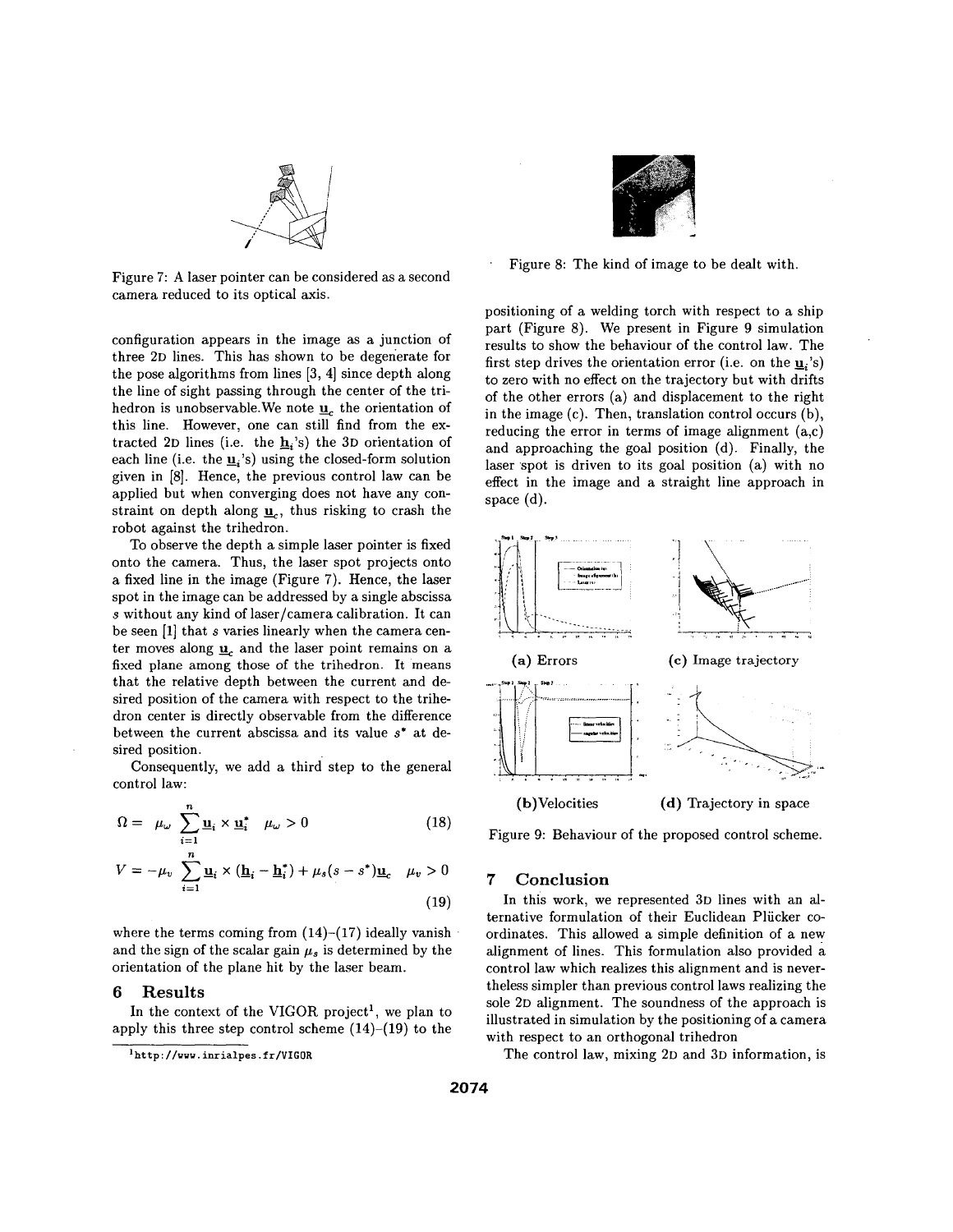Figure 7: A laser pointer can be considered as a second camera reduced to its optical axis.

configuration appears in the image as a junction of three 2D lines. This has shown to be degenerate for the pose algorithms from lines [3, 4] since depth along the line of sight passing through the center of the trihedron is unobservable. We note $\underline{\mathbf{u}}_c$ the orientation of this line. However, one can still find from the extracted 2D lines (i.e. the $\underline{\mathbf{h}}_i$'s) the 3D orientation of each line (i.e. the $\underline{\mathbf{u}}_i$'s) using the closed-form solution given in [8]. Hence, the previous control law can be applied but when converging does not have any constraint on depth along $\underline{\mathbf{u}}_c$, thus risking to crash the robot against the trihedron.

To observe the depth a simple laser pointer is fixed onto the camera. Thus, the laser spot projects onto a fixed line in the image (Figure 7). Hence, the laser spot in the image can be addressed by a single abscissa $s$ without any kind of laser/camera calibration. It can be seen [1] that $s$ varies linearly when the camera center moves along $\underline{\mathbf{u}}_c$ and the laser point remains on a fixed plane among those of the trihedron. It means that the relative depth between the current and desired position of the camera with respect to the trihedron center is directly observable from the difference between the current abscissa and its value $s^*$ at desired position.

Consequently, we add a third step to the general control law:

$$\Omega = \mu_\omega \sum_{i=1}^{n} \underline{\mathbf{u}}_i \times \underline{\mathbf{u}}_i^* \quad \mu_\omega > 0 \tag{18}$$

$$V = -\mu_v \sum_{i=1}^{n} \underline{\mathbf{u}}_i \times (\underline{\mathbf{h}}_i - \underline{\mathbf{h}}_i^*) + \mu_s (s - s^*) \underline{\mathbf{u}}_c \quad \mu_v > 0 \tag{19}$$

where the terms coming from (14)–(17) ideally vanish and the sign of the scalar gain $\mu_s$ is determined by the orientation of the plane hit by the laser beam.

## 6 Results

In the context of the VIGOR project[1], we plan to apply this three step control scheme (14)–(19) to the positioning of a welding torch with respect to a ship part (Figure 8). We present in Figure 9 simulation results to show the behaviour of the control law. The first step drives the orientation error (i.e. on the $\underline{\mathbf{u}}_i$'s) to zero with no effect on the trajectory but with drifts of the other errors (a) and displacement to the right in the image (c). Then, translation control occurs (b), reducing the error in terms of image alignment (a,c) and approaching the goal position (d). Finally, the laser spot is driven to its goal position (a) with no effect in the image and a straight line approach in space (d).

[1] http://www.inrialpes.fr/VIGOR

Figure 8: The kind of image to be dealt with.

(a) Errors

(c) Image trajectory

(b) Velocities

(d) Trajectory in space

Figure 9: Behaviour of the proposed control scheme.

## 7 Conclusion

In this work, we represented 3D lines with an alternative formulation of their Euclidean Plücker coordinates. This allowed a simple definition of a new alignment of lines. This formulation also provided a control law which realizes this alignment and is nevertheless simpler than previous control laws realizing the sole 2D alignment. The soundness of the approach is illustrated in simulation by the positioning of a camera with respect to an orthogonal trihedron

The control law, mixing 2D and 3D information, is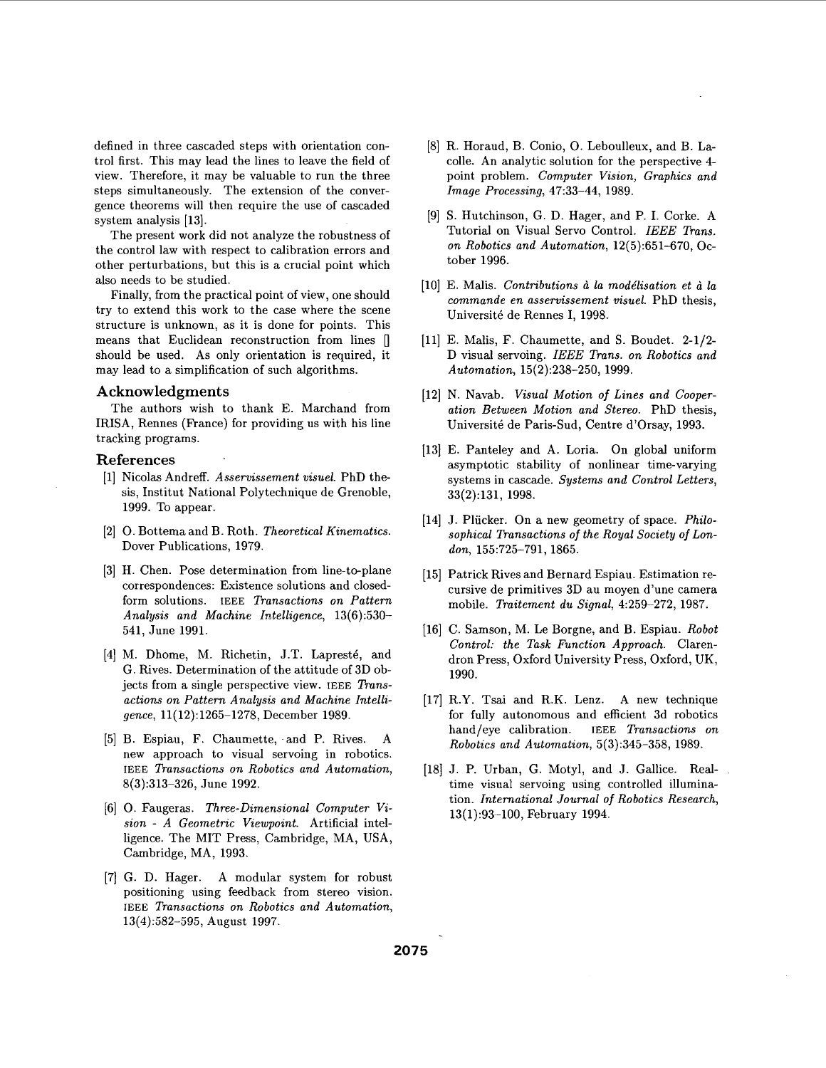defined in three cascaded steps with orientation control first. This may lead the lines to leave the field of view. Therefore, it may be valuable to run the three steps simultaneously. The extension of the convergence theorems will then require the use of cascaded system analysis [13].

The present work did not analyze the robustness of the control law with respect to calibration errors and other perturbations, but this is a crucial point which also needs to be studied.

Finally, from the practical point of view, one should try to extend this work to the case where the scene structure is unknown, as it is done for points. This means that Euclidean reconstruction from lines [] should be used. As only orientation is required, it may lead to a simplification of such algorithms.

## Acknowledgments

The authors wish to thank E. Marchand from IRISA, Rennes (France) for providing us with his line tracking programs.

## References

[1] Nicolas Andreff. *Asservissement visuel.* PhD thesis, Institut National Polytechnique de Grenoble, 1999. To appear.

[2] O. Bottema and B. Roth. *Theoretical Kinematics.* Dover Publications, 1979.

[3] H. Chen. Pose determination from line-to-plane correspondences: Existence solutions and closed-form solutions. IEEE *Transactions on Pattern Analysis and Machine Intelligence*, 13(6):530–541, June 1991.

[4] M. Dhome, M. Richetin, J.T. Lapresté, and G. Rives. Determination of the attitude of 3D objects from a single perspective view. IEEE *Transactions on Pattern Analysis and Machine Intelligence*, 11(12):1265–1278, December 1989.

[5] B. Espiau, F. Chaumette, and P. Rives. A new approach to visual servoing in robotics. IEEE *Transactions on Robotics and Automation*, 8(3):313–326, June 1992.

[6] O. Faugeras. *Three-Dimensional Computer Vision - A Geometric Viewpoint.* Artificial intelligence. The MIT Press, Cambridge, MA, USA, Cambridge, MA, 1993.

[7] G. D. Hager. A modular system for robust positioning using feedback from stereo vision. IEEE *Transactions on Robotics and Automation*, 13(4):582–595, August 1997.

[8] R. Horaud, B. Conio, O. Leboulleux, and B. Lacolle. An analytic solution for the perspective 4-point problem. *Computer Vision, Graphics and Image Processing*, 47:33–44, 1989.

[9] S. Hutchinson, G. D. Hager, and P. I. Corke. A Tutorial on Visual Servo Control. *IEEE Trans. on Robotics and Automation*, 12(5):651–670, October 1996.

[10] E. Malis. *Contributions à la modélisation et à la commande en asservissement visuel.* PhD thesis, Université de Rennes I, 1998.

[11] E. Malis, F. Chaumette, and S. Boudet. 2-1/2-D visual servoing. *IEEE Trans. on Robotics and Automation*, 15(2):238–250, 1999.

[12] N. Navab. *Visual Motion of Lines and Cooperation Between Motion and Stereo.* PhD thesis, Université de Paris-Sud, Centre d'Orsay, 1993.

[13] E. Panteley and A. Loria. On global uniform asymptotic stability of nonlinear time-varying systems in cascade. *Systems and Control Letters*, 33(2):131, 1998.

[14] J. Plücker. On a new geometry of space. *Philosophical Transactions of the Royal Society of London*, 155:725–791, 1865.

[15] Patrick Rives and Bernard Espiau. Estimation recursive de primitives 3D au moyen d'une camera mobile. *Traitement du Signal*, 4:259–272, 1987.

[16] C. Samson, M. Le Borgne, and B. Espiau. *Robot Control: the Task Function Approach.* Clarendron Press, Oxford University Press, Oxford, UK, 1990.

[17] R.Y. Tsai and R.K. Lenz. A new technique for fully autonomous and efficient 3d robotics hand/eye calibration. IEEE *Transactions on Robotics and Automation*, 5(3):345–358, 1989.

[18] J. P. Urban, G. Motyl, and J. Gallice. Real-time visual servoing using controlled illumination. *International Journal of Robotics Research*, 13(1):93–100, February 1994.